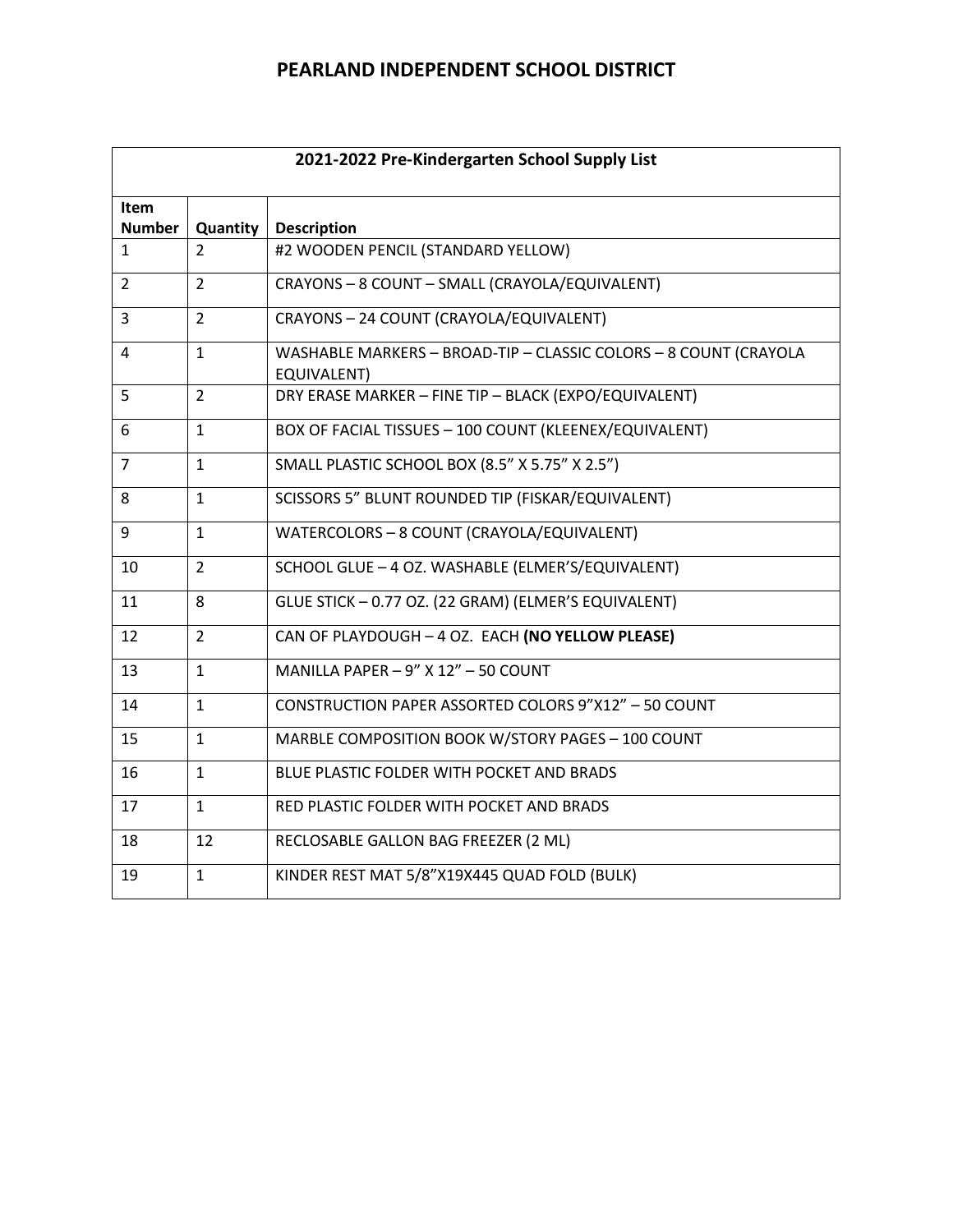# PEARLAND INDEPENDENT SCHOOL DISTRICT

| 2021-2022 Pre-Kindergarten School Supply List | | |
|---|---|---|
| **Item Number** | **Quantity** | **Description** |
| 1 | 2 | #2 WOODEN PENCIL (STANDARD YELLOW) |
| 2 | 2 | CRAYONS – 8 COUNT – SMALL (CRAYOLA/EQUIVALENT) |
| 3 | 2 | CRAYONS – 24 COUNT (CRAYOLA/EQUIVALENT) |
| 4 | 1 | WASHABLE MARKERS – BROAD-TIP – CLASSIC COLORS – 8 COUNT (CRAYOLA EQUIVALENT) |
| 5 | 2 | DRY ERASE MARKER – FINE TIP – BLACK (EXPO/EQUIVALENT) |
| 6 | 1 | BOX OF FACIAL TISSUES – 100 COUNT (KLEENEX/EQUIVALENT) |
| 7 | 1 | SMALL PLASTIC SCHOOL BOX (8.5" X 5.75" X 2.5") |
| 8 | 1 | SCISSORS 5" BLUNT ROUNDED TIP (FISKAR/EQUIVALENT) |
| 9 | 1 | WATERCOLORS – 8 COUNT (CRAYOLA/EQUIVALENT) |
| 10 | 2 | SCHOOL GLUE – 4 OZ. WASHABLE (ELMER'S/EQUIVALENT) |
| 11 | 8 | GLUE STICK – 0.77 OZ. (22 GRAM) (ELMER'S EQUIVALENT) |
| 12 | 2 | CAN OF PLAYDOUGH – 4 OZ. EACH **(NO YELLOW PLEASE)** |
| 13 | 1 | MANILLA PAPER – 9" X 12" – 50 COUNT |
| 14 | 1 | CONSTRUCTION PAPER ASSORTED COLORS 9"X12" – 50 COUNT |
| 15 | 1 | MARBLE COMPOSITION BOOK W/STORY PAGES – 100 COUNT |
| 16 | 1 | BLUE PLASTIC FOLDER WITH POCKET AND BRADS |
| 17 | 1 | RED PLASTIC FOLDER WITH POCKET AND BRADS |
| 18 | 12 | RECLOSABLE GALLON BAG FREEZER (2 ML) |
| 19 | 1 | KINDER REST MAT 5/8"X19X445 QUAD FOLD (BULK) |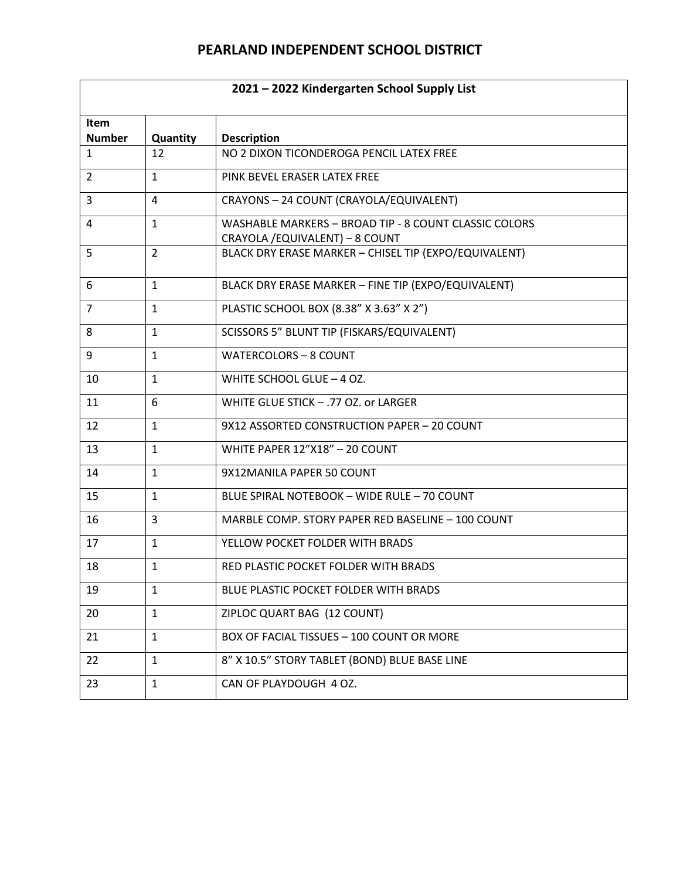# PEARLAND INDEPENDENT SCHOOL DISTRICT

| 2021 – 2022 Kindergarten School Supply List | | |
|---|---|---|
| **Item Number** | **Quantity** | **Description** |
| 1 | 12 | NO 2 DIXON TICONDEROGA PENCIL LATEX FREE |
| 2 | 1 | PINK BEVEL ERASER LATEX FREE |
| 3 | 4 | CRAYONS – 24 COUNT (CRAYOLA/EQUIVALENT) |
| 4 | 1 | WASHABLE MARKERS – BROAD TIP - 8 COUNT CLASSIC COLORS CRAYOLA /EQUIVALENT) – 8 COUNT |
| 5 | 2 | BLACK DRY ERASE MARKER – CHISEL TIP (EXPO/EQUIVALENT) |
| 6 | 1 | BLACK DRY ERASE MARKER – FINE TIP (EXPO/EQUIVALENT) |
| 7 | 1 | PLASTIC SCHOOL BOX (8.38" X 3.63" X 2") |
| 8 | 1 | SCISSORS 5" BLUNT TIP (FISKARS/EQUIVALENT) |
| 9 | 1 | WATERCOLORS – 8 COUNT |
| 10 | 1 | WHITE SCHOOL GLUE – 4 OZ. |
| 11 | 6 | WHITE GLUE STICK – .77 OZ. or LARGER |
| 12 | 1 | 9X12 ASSORTED CONSTRUCTION PAPER – 20 COUNT |
| 13 | 1 | WHITE PAPER 12"X18" – 20 COUNT |
| 14 | 1 | 9X12MANILA PAPER 50 COUNT |
| 15 | 1 | BLUE SPIRAL NOTEBOOK – WIDE RULE – 70 COUNT |
| 16 | 3 | MARBLE COMP. STORY PAPER RED BASELINE – 100 COUNT |
| 17 | 1 | YELLOW POCKET FOLDER WITH BRADS |
| 18 | 1 | RED PLASTIC POCKET FOLDER WITH BRADS |
| 19 | 1 | BLUE PLASTIC POCKET FOLDER WITH BRADS |
| 20 | 1 | ZIPLOC QUART BAG (12 COUNT) |
| 21 | 1 | BOX OF FACIAL TISSUES – 100 COUNT OR MORE |
| 22 | 1 | 8" X 10.5" STORY TABLET (BOND) BLUE BASE LINE |
| 23 | 1 | CAN OF PLAYDOUGH 4 OZ. |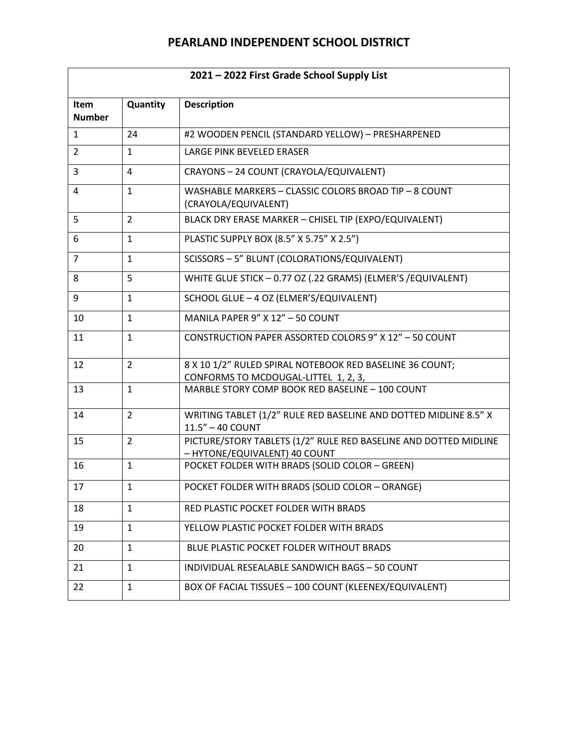# PEARLAND INDEPENDENT SCHOOL DISTRICT

| 2021 – 2022 First Grade School Supply List | | |
|---|---|---|
| **Item Number** | **Quantity** | **Description** |
| 1 | 24 | #2 WOODEN PENCIL (STANDARD YELLOW) – PRESHARPENED |
| 2 | 1 | LARGE PINK BEVELED ERASER |
| 3 | 4 | CRAYONS – 24 COUNT (CRAYOLA/EQUIVALENT) |
| 4 | 1 | WASHABLE MARKERS – CLASSIC COLORS BROAD TIP – 8 COUNT (CRAYOLA/EQUIVALENT) |
| 5 | 2 | BLACK DRY ERASE MARKER – CHISEL TIP (EXPO/EQUIVALENT) |
| 6 | 1 | PLASTIC SUPPLY BOX (8.5" X 5.75" X 2.5") |
| 7 | 1 | SCISSORS – 5" BLUNT (COLORATIONS/EQUIVALENT) |
| 8 | 5 | WHITE GLUE STICK – 0.77 OZ (.22 GRAMS) (ELMER'S /EQUIVALENT) |
| 9 | 1 | SCHOOL GLUE – 4 OZ (ELMER'S/EQUIVALENT) |
| 10 | 1 | MANILA PAPER 9" X 12" – 50 COUNT |
| 11 | 1 | CONSTRUCTION PAPER ASSORTED COLORS 9" X 12" – 50 COUNT |
| 12 | 2 | 8 X 10 1/2" RULED SPIRAL NOTEBOOK RED BASELINE 36 COUNT; CONFORMS TO MCDOUGAL-LITTEL 1, 2, 3, |
| 13 | 1 | MARBLE STORY COMP BOOK RED BASELINE – 100 COUNT |
| 14 | 2 | WRITING TABLET (1/2" RULE RED BASELINE AND DOTTED MIDLINE 8.5" X 11.5" – 40 COUNT |
| 15 | 2 | PICTURE/STORY TABLETS (1/2" RULE RED BASELINE AND DOTTED MIDLINE – HYTONE/EQUIVALENT) 40 COUNT |
| 16 | 1 | POCKET FOLDER WITH BRADS (SOLID COLOR – GREEN) |
| 17 | 1 | POCKET FOLDER WITH BRADS (SOLID COLOR – ORANGE) |
| 18 | 1 | RED PLASTIC POCKET FOLDER WITH BRADS |
| 19 | 1 | YELLOW PLASTIC POCKET FOLDER WITH BRADS |
| 20 | 1 | BLUE PLASTIC POCKET FOLDER WITHOUT BRADS |
| 21 | 1 | INDIVIDUAL RESEALABLE SANDWICH BAGS – 50 COUNT |
| 22 | 1 | BOX OF FACIAL TISSUES – 100 COUNT (KLEENEX/EQUIVALENT) |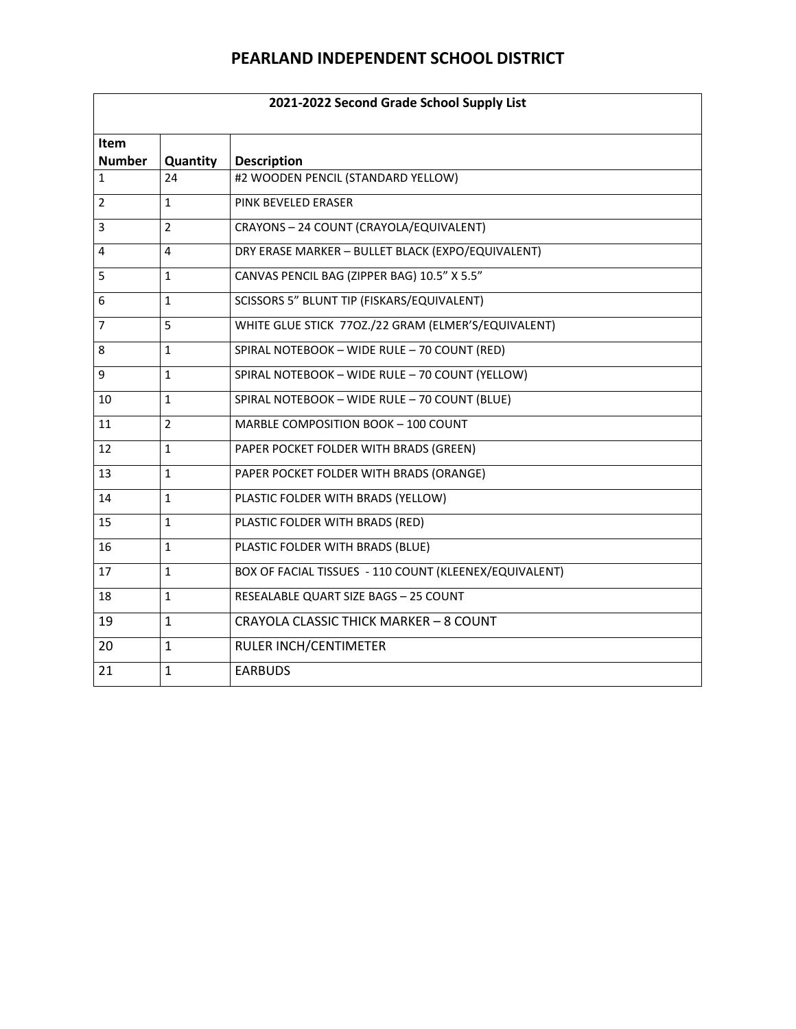# PEARLAND INDEPENDENT SCHOOL DISTRICT

| 2021-2022 Second Grade School Supply List | | |
|---|---|---|
| **Item Number** | **Quantity** | **Description** |
| 1 | 24 | #2 WOODEN PENCIL (STANDARD YELLOW) |
| 2 | 1 | PINK BEVELED ERASER |
| 3 | 2 | CRAYONS – 24 COUNT (CRAYOLA/EQUIVALENT) |
| 4 | 4 | DRY ERASE MARKER – BULLET BLACK (EXPO/EQUIVALENT) |
| 5 | 1 | CANVAS PENCIL BAG (ZIPPER BAG) 10.5” X 5.5” |
| 6 | 1 | SCISSORS 5” BLUNT TIP (FISKARS/EQUIVALENT) |
| 7 | 5 | WHITE GLUE STICK 77OZ./22 GRAM (ELMER’S/EQUIVALENT) |
| 8 | 1 | SPIRAL NOTEBOOK – WIDE RULE – 70 COUNT (RED) |
| 9 | 1 | SPIRAL NOTEBOOK – WIDE RULE – 70 COUNT (YELLOW) |
| 10 | 1 | SPIRAL NOTEBOOK – WIDE RULE – 70 COUNT (BLUE) |
| 11 | 2 | MARBLE COMPOSITION BOOK – 100 COUNT |
| 12 | 1 | PAPER POCKET FOLDER WITH BRADS (GREEN) |
| 13 | 1 | PAPER POCKET FOLDER WITH BRADS (ORANGE) |
| 14 | 1 | PLASTIC FOLDER WITH BRADS (YELLOW) |
| 15 | 1 | PLASTIC FOLDER WITH BRADS (RED) |
| 16 | 1 | PLASTIC FOLDER WITH BRADS (BLUE) |
| 17 | 1 | BOX OF FACIAL TISSUES - 110 COUNT (KLEENEX/EQUIVALENT) |
| 18 | 1 | RESEALABLE QUART SIZE BAGS – 25 COUNT |
| 19 | 1 | CRAYOLA CLASSIC THICK MARKER – 8 COUNT |
| 20 | 1 | RULER INCH/CENTIMETER |
| 21 | 1 | EARBUDS |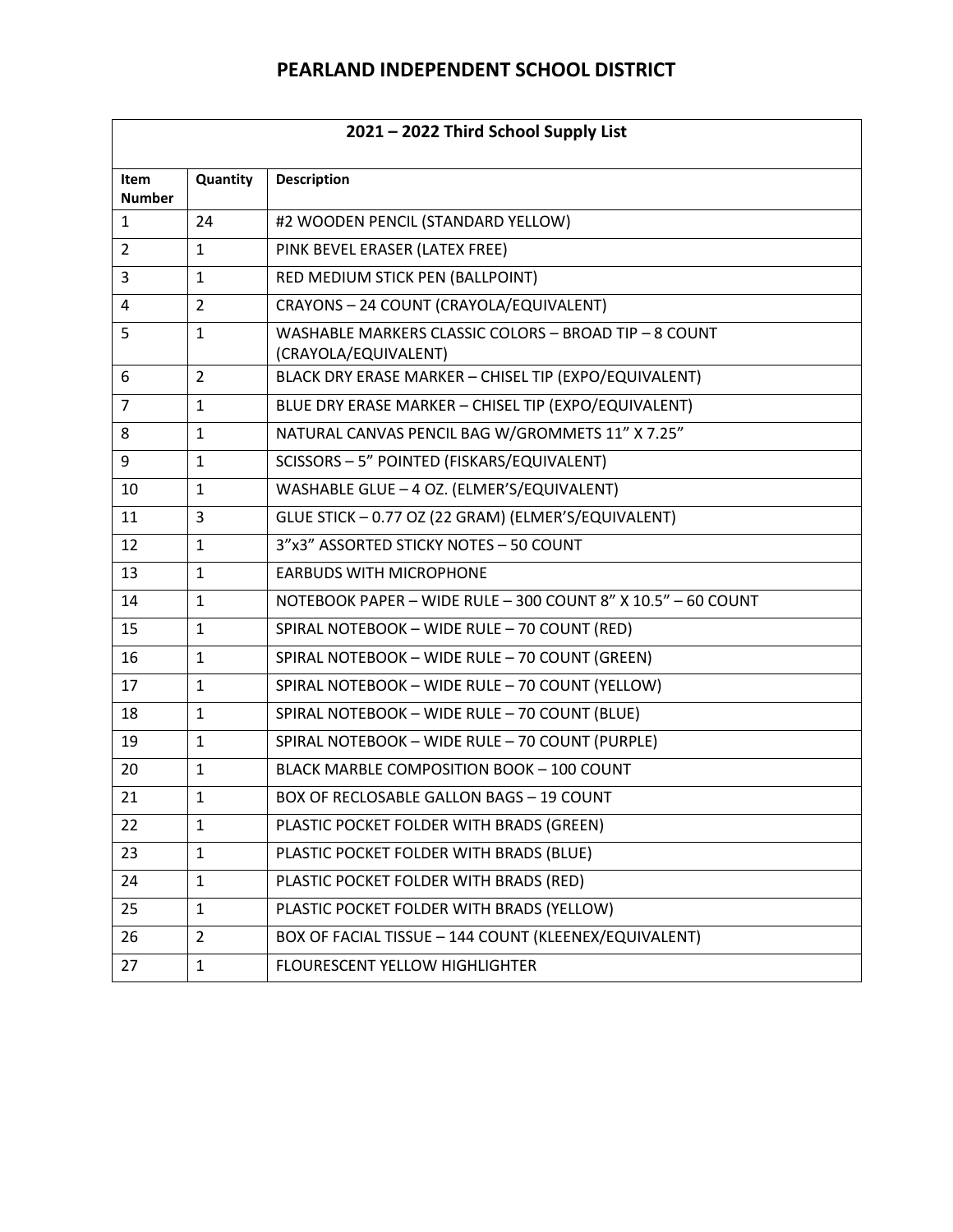# PEARLAND INDEPENDENT SCHOOL DISTRICT

## 2021 – 2022 Third School Supply List

| Item Number | Quantity | Description |
|---|---|---|
| 1 | 24 | #2 WOODEN PENCIL (STANDARD YELLOW) |
| 2 | 1 | PINK BEVEL ERASER (LATEX FREE) |
| 3 | 1 | RED MEDIUM STICK PEN (BALLPOINT) |
| 4 | 2 | CRAYONS – 24 COUNT (CRAYOLA/EQUIVALENT) |
| 5 | 1 | WASHABLE MARKERS CLASSIC COLORS – BROAD TIP – 8 COUNT (CRAYOLA/EQUIVALENT) |
| 6 | 2 | BLACK DRY ERASE MARKER – CHISEL TIP (EXPO/EQUIVALENT) |
| 7 | 1 | BLUE DRY ERASE MARKER – CHISEL TIP (EXPO/EQUIVALENT) |
| 8 | 1 | NATURAL CANVAS PENCIL BAG W/GROMMETS 11" X 7.25" |
| 9 | 1 | SCISSORS – 5" POINTED (FISKARS/EQUIVALENT) |
| 10 | 1 | WASHABLE GLUE – 4 OZ. (ELMER'S/EQUIVALENT) |
| 11 | 3 | GLUE STICK – 0.77 OZ (22 GRAM) (ELMER'S/EQUIVALENT) |
| 12 | 1 | 3"x3" ASSORTED STICKY NOTES – 50 COUNT |
| 13 | 1 | EARBUDS WITH MICROPHONE |
| 14 | 1 | NOTEBOOK PAPER – WIDE RULE – 300 COUNT 8" X 10.5" – 60 COUNT |
| 15 | 1 | SPIRAL NOTEBOOK – WIDE RULE – 70 COUNT (RED) |
| 16 | 1 | SPIRAL NOTEBOOK – WIDE RULE – 70 COUNT (GREEN) |
| 17 | 1 | SPIRAL NOTEBOOK – WIDE RULE – 70 COUNT (YELLOW) |
| 18 | 1 | SPIRAL NOTEBOOK – WIDE RULE – 70 COUNT (BLUE) |
| 19 | 1 | SPIRAL NOTEBOOK – WIDE RULE – 70 COUNT (PURPLE) |
| 20 | 1 | BLACK MARBLE COMPOSITION BOOK – 100 COUNT |
| 21 | 1 | BOX OF RECLOSABLE GALLON BAGS – 19 COUNT |
| 22 | 1 | PLASTIC POCKET FOLDER WITH BRADS (GREEN) |
| 23 | 1 | PLASTIC POCKET FOLDER WITH BRADS (BLUE) |
| 24 | 1 | PLASTIC POCKET FOLDER WITH BRADS (RED) |
| 25 | 1 | PLASTIC POCKET FOLDER WITH BRADS (YELLOW) |
| 26 | 2 | BOX OF FACIAL TISSUE – 144 COUNT (KLEENEX/EQUIVALENT) |
| 27 | 1 | FLOURESCENT YELLOW HIGHLIGHTER |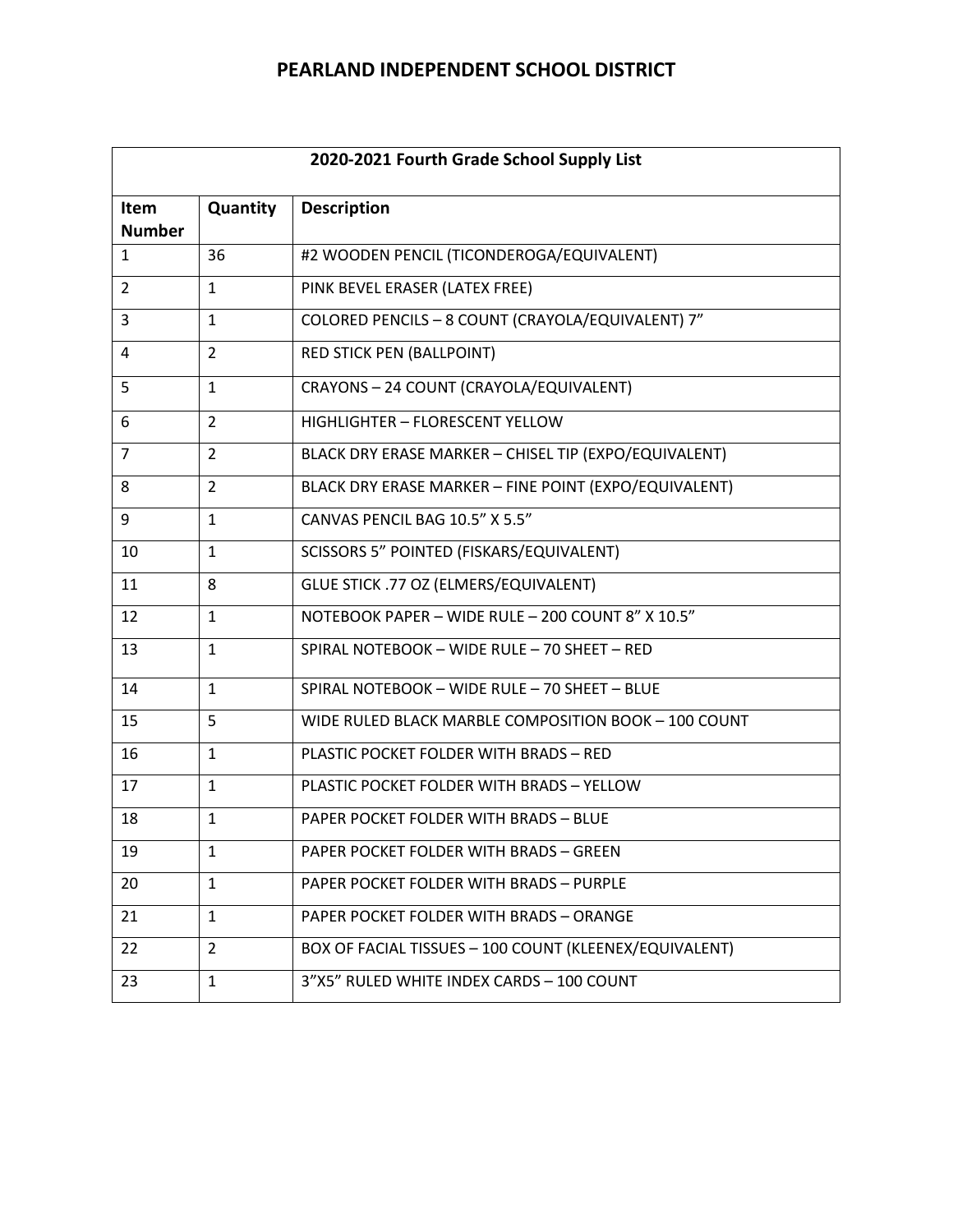# PEARLAND INDEPENDENT SCHOOL DISTRICT

**2020-2021 Fourth Grade School Supply List**

| Item Number | Quantity | Description |
|---|---|---|
| 1 | 36 | #2 WOODEN PENCIL (TICONDEROGA/EQUIVALENT) |
| 2 | 1 | PINK BEVEL ERASER (LATEX FREE) |
| 3 | 1 | COLORED PENCILS – 8 COUNT (CRAYOLA/EQUIVALENT) 7" |
| 4 | 2 | RED STICK PEN (BALLPOINT) |
| 5 | 1 | CRAYONS – 24 COUNT (CRAYOLA/EQUIVALENT) |
| 6 | 2 | HIGHLIGHTER – FLORESCENT YELLOW |
| 7 | 2 | BLACK DRY ERASE MARKER – CHISEL TIP (EXPO/EQUIVALENT) |
| 8 | 2 | BLACK DRY ERASE MARKER – FINE POINT (EXPO/EQUIVALENT) |
| 9 | 1 | CANVAS PENCIL BAG 10.5" X 5.5" |
| 10 | 1 | SCISSORS 5" POINTED (FISKARS/EQUIVALENT) |
| 11 | 8 | GLUE STICK .77 OZ (ELMERS/EQUIVALENT) |
| 12 | 1 | NOTEBOOK PAPER – WIDE RULE – 200 COUNT 8" X 10.5" |
| 13 | 1 | SPIRAL NOTEBOOK – WIDE RULE – 70 SHEET – RED |
| 14 | 1 | SPIRAL NOTEBOOK – WIDE RULE – 70 SHEET – BLUE |
| 15 | 5 | WIDE RULED BLACK MARBLE COMPOSITION BOOK – 100 COUNT |
| 16 | 1 | PLASTIC POCKET FOLDER WITH BRADS – RED |
| 17 | 1 | PLASTIC POCKET FOLDER WITH BRADS – YELLOW |
| 18 | 1 | PAPER POCKET FOLDER WITH BRADS – BLUE |
| 19 | 1 | PAPER POCKET FOLDER WITH BRADS – GREEN |
| 20 | 1 | PAPER POCKET FOLDER WITH BRADS – PURPLE |
| 21 | 1 | PAPER POCKET FOLDER WITH BRADS – ORANGE |
| 22 | 2 | BOX OF FACIAL TISSUES – 100 COUNT (KLEENEX/EQUIVALENT) |
| 23 | 1 | 3"X5" RULED WHITE INDEX CARDS – 100 COUNT |